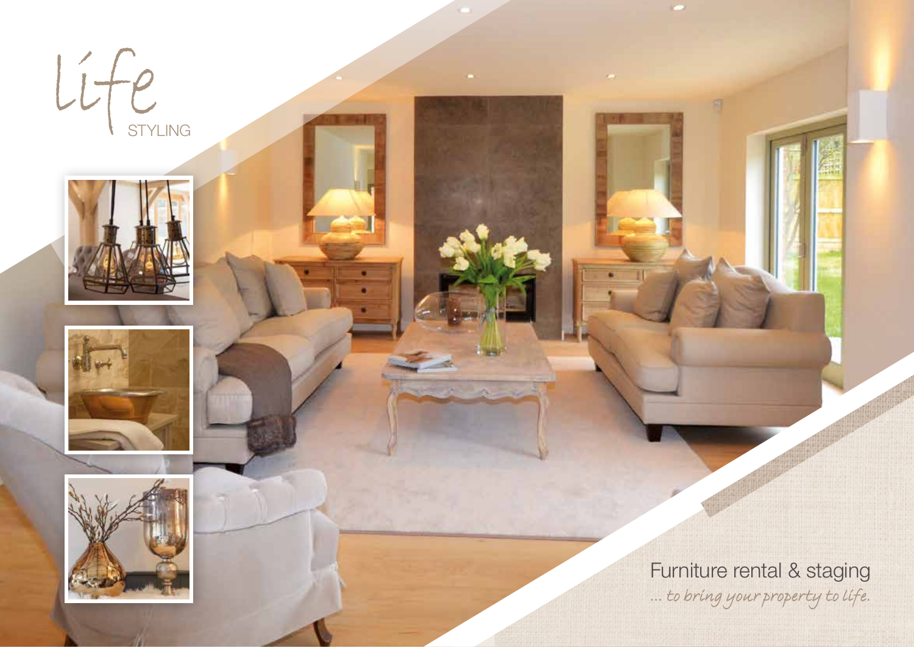# Life

STYLING

Furniture rental & staging

*... to bring your property to life.*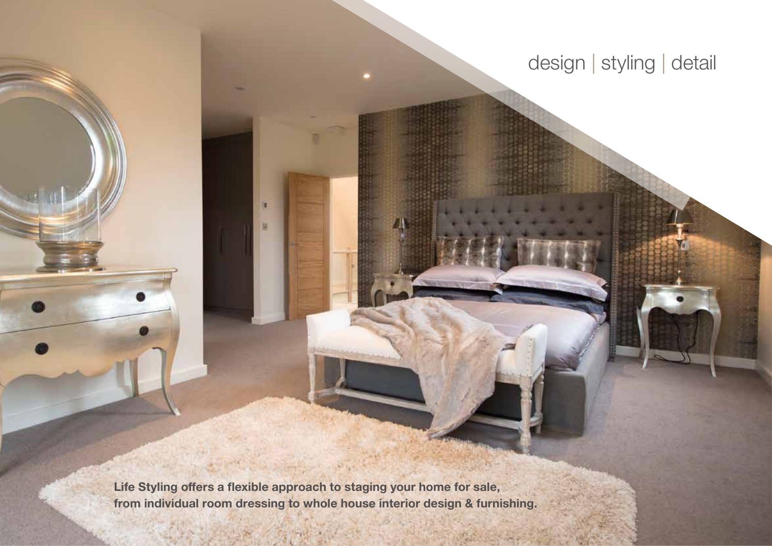design | styling | detail

**Life Styling offers a flexible approach to staging your home for sale, from individual room dressing to whole house interior design & furnishing.**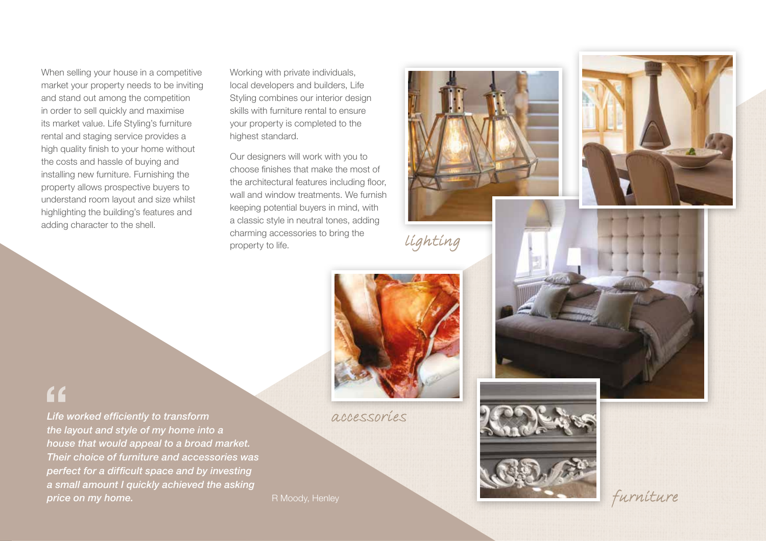When selling your house in a competitive market your property needs to be inviting and stand out among the competition in order to sell quickly and maximise its market value. Life Styling's furniture rental and staging service provides a high quality finish to your home without the costs and hassle of buying and installing new furniture. Furnishing the property allows prospective buyers to understand room layout and size whilst highlighting the building's features and adding character to the shell.

Working with private individuals, local developers and builders, Life Styling combines our interior design skills with furniture rental to ensure your property is completed to the highest standard.

Our designers will work with you to choose finishes that make the most of the architectural features including floor, wall and window treatments. We furnish keeping potential buyers in mind, with a classic style in neutral tones, adding charming accessories to bring the property to life.

lighting

accessories

furniture

> *Life worked efficiently to transform the layout and style of my home into a house that would appeal to a broad market. Their choice of furniture and accessories was perfect for a difficult space and by investing a small amount I quickly achieved the asking price on my home.*
>
> R Moody, Henley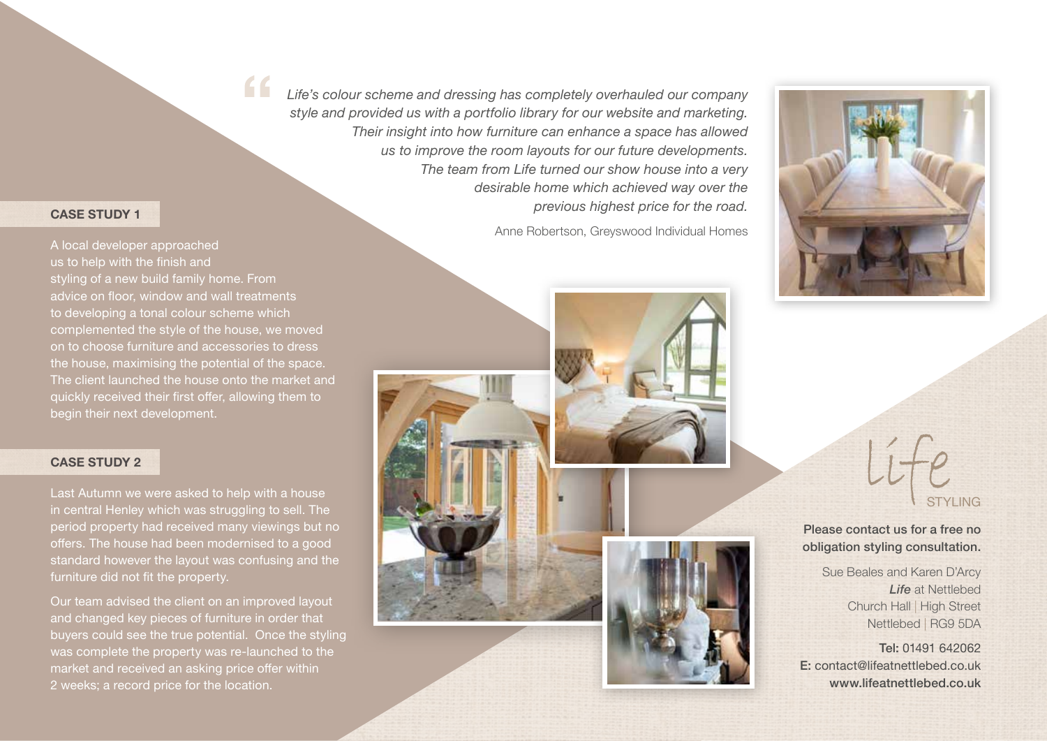> *Life's colour scheme and dressing has completely overhauled our company style and provided us with a portfolio library for our website and marketing. Their insight into how furniture can enhance a space has allowed us to improve the room layouts for our future developments. The team from Life turned our show house into a very desirable home which achieved way over the previous highest price for the road.*
>
> Anne Robertson, Greyswood Individual Homes

## CASE STUDY 1

A local developer approached us to help with the finish and styling of a new build family home. From advice on floor, window and wall treatments to developing a tonal colour scheme which complemented the style of the house, we moved on to choose furniture and accessories to dress the house, maximising the potential of the space. The client launched the house onto the market and quickly received their first offer, allowing them to begin their next development.

## CASE STUDY 2

Last Autumn we were asked to help with a house in central Henley which was struggling to sell. The period property had received many viewings but no offers. The house had been modernised to a good standard however the layout was confusing and the furniture did not fit the property.

Our team advised the client on an improved layout and changed key pieces of furniture in order that buyers could see the true potential. Once the styling was complete the property was re-launched to the market and received an asking price offer within 2 weeks; a record price for the location.

Life
STYLING

**Please contact us for a free no obligation styling consultation.**

Sue Beales and Karen D'Arcy
***Life*** at Nettlebed
Church Hall | High Street
Nettlebed | RG9 5DA

**Tel:** 01491 642062
**E:** contact@lifeatnettlebed.co.uk
www.lifeatnettlebed.co.uk